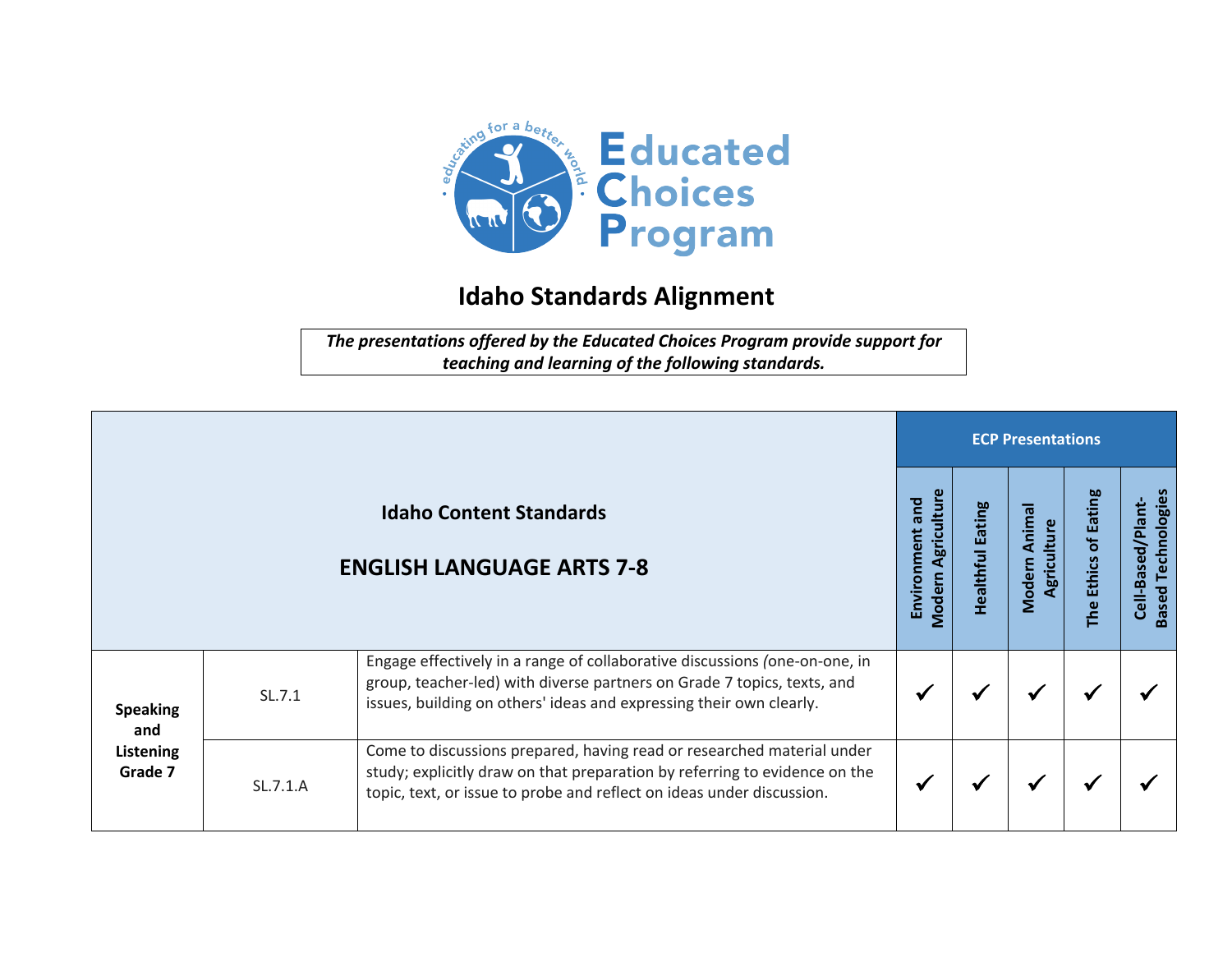Educated Choices Program

educating for a better world

# Idaho Standards Alignment

***The presentations offered by the Educated Choices Program provide support for teaching and learning of the following standards.***

| **Idaho Content Standards**<br><br>**ENGLISH LANGUAGE ARTS 7-8** | | | **ECP Presentations** | | | | |
|---|---|---|---|---|---|---|---|
| | | | **Environment and Modern Agriculture** | **Healthful Eating** | **Modern Animal Agriculture** | **The Ethics of Eating** | **Cell-Based/Plant-Based Technologies** |
| **Speaking and Listening Grade 7** | SL.7.1 | Engage effectively in a range of collaborative discussions (one-on-one, in group, teacher-led) with diverse partners on Grade 7 topics, texts, and issues, building on others' ideas and expressing their own clearly. | ✓ | ✓ | ✓ | ✓ | ✓ |
| | SL.7.1.A | Come to discussions prepared, having read or researched material under study; explicitly draw on that preparation by referring to evidence on the topic, text, or issue to probe and reflect on ideas under discussion. | ✓ | ✓ | ✓ | ✓ | ✓ |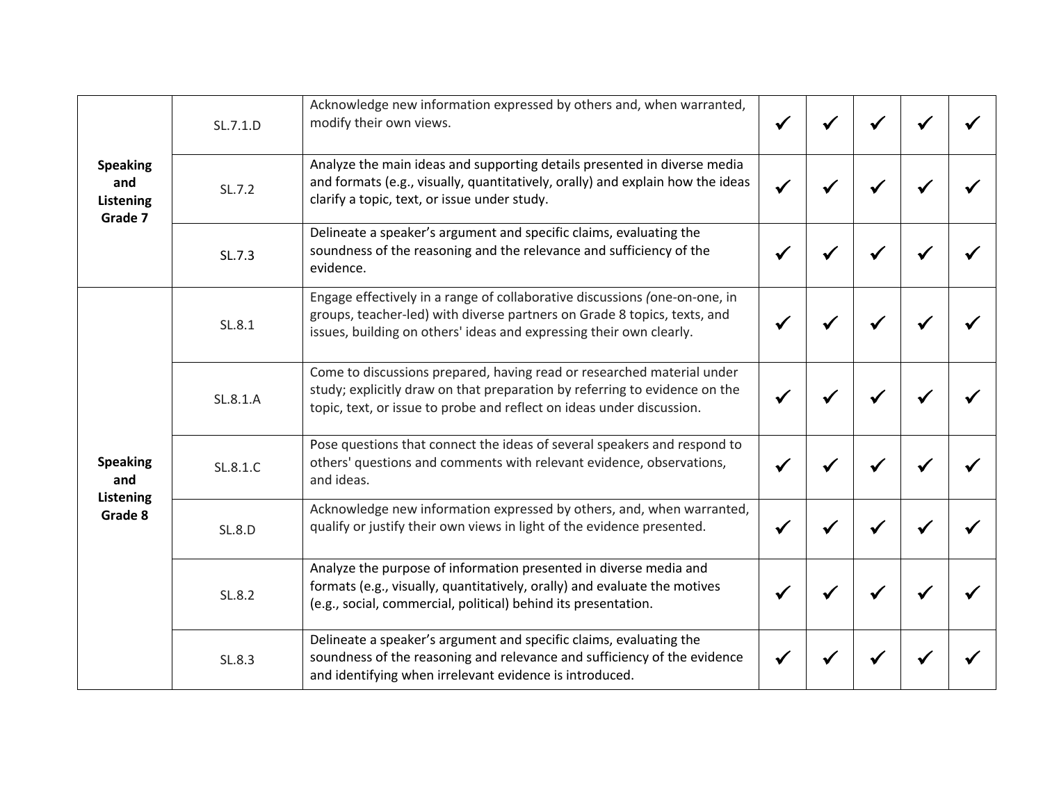| | | | | | | | |
|---|---|---|---|---|---|---|---|
| **Speaking and Listening Grade 7** | SL.7.1.D | Acknowledge new information expressed by others and, when warranted, modify their own views. | ✓ | ✓ | ✓ | ✓ | ✓ |
| | SL.7.2 | Analyze the main ideas and supporting details presented in diverse media and formats (e.g., visually, quantitatively, orally) and explain how the ideas clarify a topic, text, or issue under study. | ✓ | ✓ | ✓ | ✓ | ✓ |
| | SL.7.3 | Delineate a speaker's argument and specific claims, evaluating the soundness of the reasoning and the relevance and sufficiency of the evidence. | ✓ | ✓ | ✓ | ✓ | ✓ |
| **Speaking and Listening Grade 8** | SL.8.1 | Engage effectively in a range of collaborative discussions *(*one-on-one, in groups, teacher-led) with diverse partners on Grade 8 topics, texts, and issues, building on others' ideas and expressing their own clearly. | ✓ | ✓ | ✓ | ✓ | ✓ |
| | SL.8.1.A | Come to discussions prepared, having read or researched material under study; explicitly draw on that preparation by referring to evidence on the topic, text, or issue to probe and reflect on ideas under discussion. | ✓ | ✓ | ✓ | ✓ | ✓ |
| | SL.8.1.C | Pose questions that connect the ideas of several speakers and respond to others' questions and comments with relevant evidence, observations, and ideas. | ✓ | ✓ | ✓ | ✓ | ✓ |
| | SL.8.D | Acknowledge new information expressed by others, and, when warranted, qualify or justify their own views in light of the evidence presented. | ✓ | ✓ | ✓ | ✓ | ✓ |
| | SL.8.2 | Analyze the purpose of information presented in diverse media and formats (e.g., visually, quantitatively, orally) and evaluate the motives (e.g., social, commercial, political) behind its presentation. | ✓ | ✓ | ✓ | ✓ | ✓ |
| | SL.8.3 | Delineate a speaker's argument and specific claims, evaluating the soundness of the reasoning and relevance and sufficiency of the evidence and identifying when irrelevant evidence is introduced. | ✓ | ✓ | ✓ | ✓ | ✓ |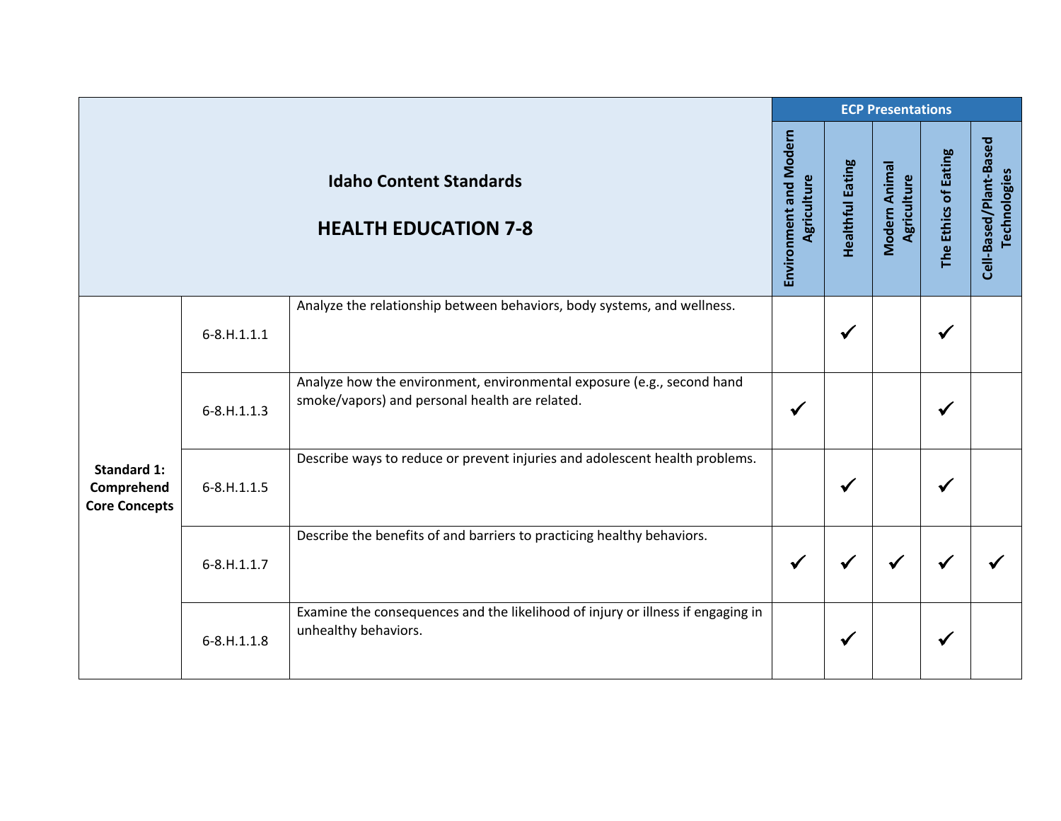| Idaho Content Standards<br><br>**HEALTH EDUCATION 7-8** | | | ECP Presentations | | | | |
|---|---|---|---|---|---|---|---|
| | | | Environment and Modern Agriculture | Healthful Eating | Modern Animal Agriculture | The Ethics of Eating | Cell-Based/Plant-Based Technologies |
| **Standard 1: Comprehend Core Concepts** | 6-8.H.1.1.1 | Analyze the relationship between behaviors, body systems, and wellness. | | ✓ | | ✓ | |
| | 6-8.H.1.1.3 | Analyze how the environment, environmental exposure (e.g., second hand smoke/vapors) and personal health are related. | ✓ | | | ✓ | |
| | 6-8.H.1.1.5 | Describe ways to reduce or prevent injuries and adolescent health problems. | | ✓ | | ✓ | |
| | 6-8.H.1.1.7 | Describe the benefits of and barriers to practicing healthy behaviors. | ✓ | ✓ | ✓ | ✓ | ✓ |
| | 6-8.H.1.1.8 | Examine the consequences and the likelihood of injury or illness if engaging in unhealthy behaviors. | | ✓ | | ✓ | |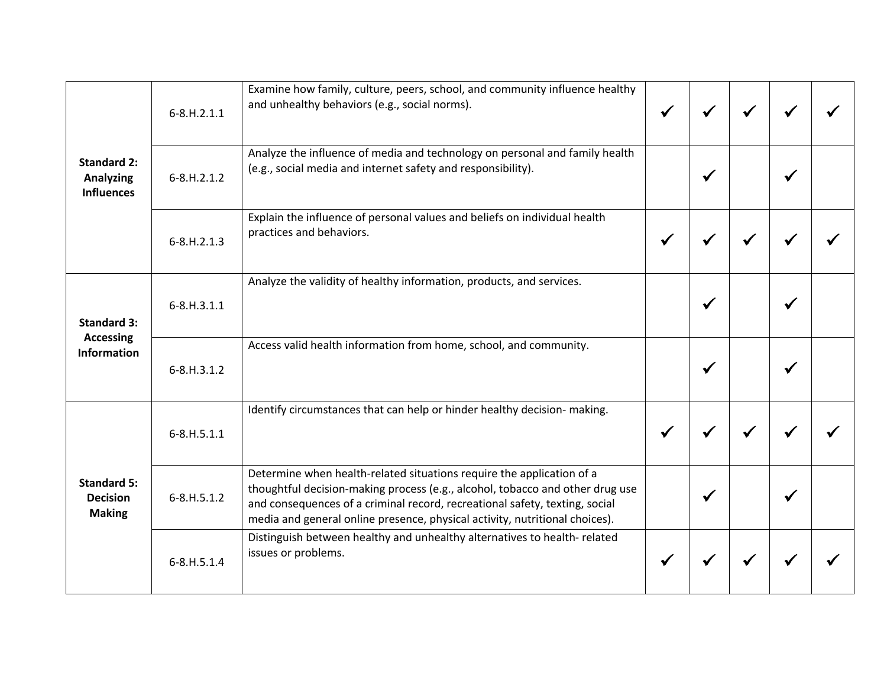| | | | | | | | |
|---|---|---|---|---|---|---|---|
| **Standard 2: Analyzing Influences** | 6-8.H.2.1.1 | Examine how family, culture, peers, school, and community influence healthy and unhealthy behaviors (e.g., social norms). | ✓ | ✓ | ✓ | ✓ | ✓ |
| | 6-8.H.2.1.2 | Analyze the influence of media and technology on personal and family health (e.g., social media and internet safety and responsibility). | | ✓ | | ✓ | |
| | 6-8.H.2.1.3 | Explain the influence of personal values and beliefs on individual health practices and behaviors. | ✓ | ✓ | ✓ | ✓ | ✓ |
| **Standard 3: Accessing Information** | 6-8.H.3.1.1 | Analyze the validity of healthy information, products, and services. | | ✓ | | ✓ | |
| | 6-8.H.3.1.2 | Access valid health information from home, school, and community. | | ✓ | | ✓ | |
| **Standard 5: Decision Making** | 6-8.H.5.1.1 | Identify circumstances that can help or hinder healthy decision- making. | ✓ | ✓ | ✓ | ✓ | ✓ |
| | 6-8.H.5.1.2 | Determine when health-related situations require the application of a thoughtful decision-making process (e.g., alcohol, tobacco and other drug use and consequences of a criminal record, recreational safety, texting, social media and general online presence, physical activity, nutritional choices). | | ✓ | | ✓ | |
| | 6-8.H.5.1.4 | Distinguish between healthy and unhealthy alternatives to health- related issues or problems. | ✓ | ✓ | ✓ | ✓ | ✓ |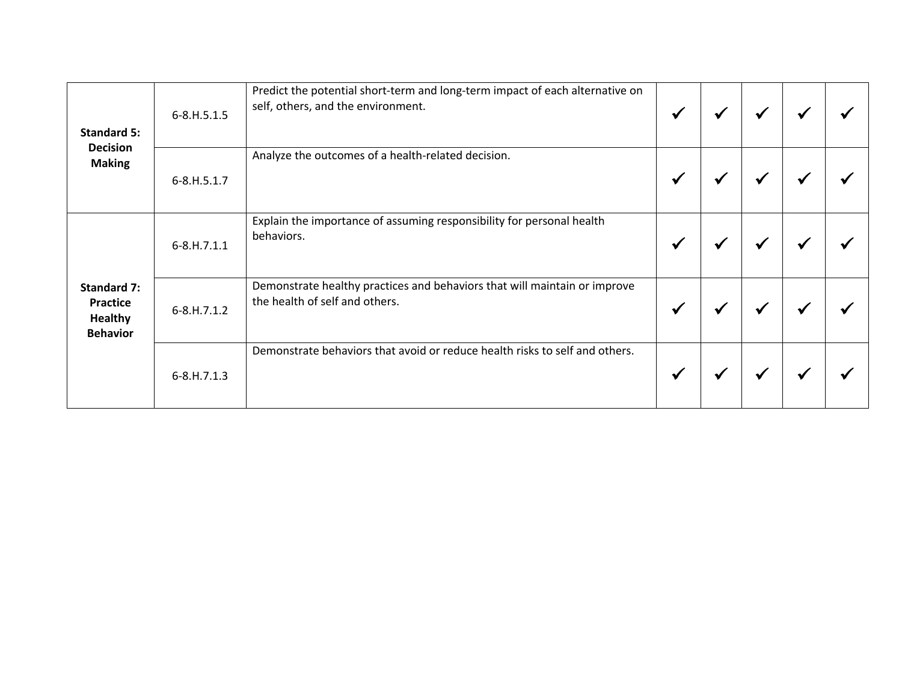| | | | | | | | |
|---|---|---|---|---|---|---|---|
| **Standard 5: Decision Making** | 6-8.H.5.1.5 | Predict the potential short-term and long-term impact of each alternative on self, others, and the environment. | ✓ | ✓ | ✓ | ✓ | ✓ |
| | 6-8.H.5.1.7 | Analyze the outcomes of a health-related decision. | ✓ | ✓ | ✓ | ✓ | ✓ |
| **Standard 7: Practice Healthy Behavior** | 6-8.H.7.1.1 | Explain the importance of assuming responsibility for personal health behaviors. | ✓ | ✓ | ✓ | ✓ | ✓ |
| | 6-8.H.7.1.2 | Demonstrate healthy practices and behaviors that will maintain or improve the health of self and others. | ✓ | ✓ | ✓ | ✓ | ✓ |
| | 6-8.H.7.1.3 | Demonstrate behaviors that avoid or reduce health risks to self and others. | ✓ | ✓ | ✓ | ✓ | ✓ |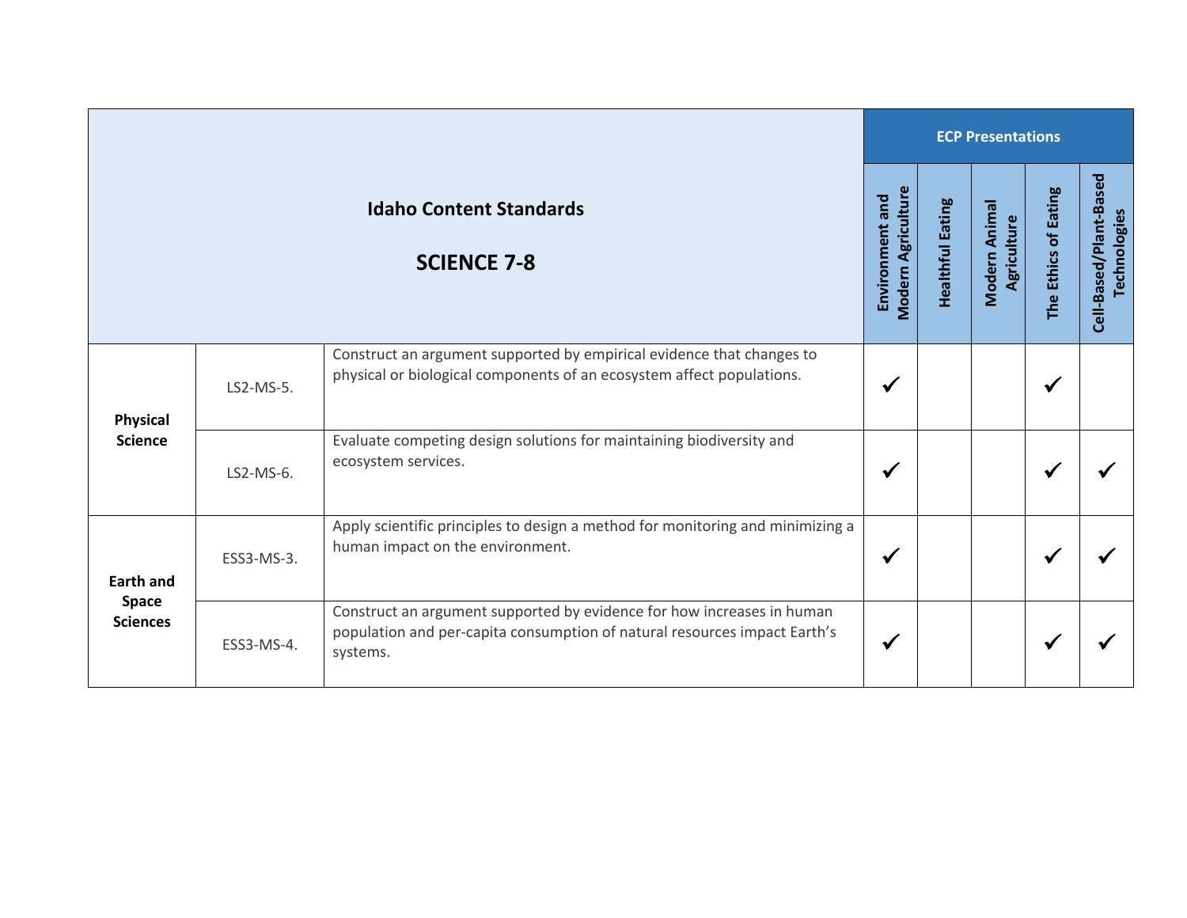| Idaho Content Standards<br><br>**SCIENCE 7-8** | | | ECP Presentations | | | | |
|---|---|---|---|---|---|---|---|
| | | | Environment and Modern Agriculture | Healthful Eating | Modern Animal Agriculture | The Ethics of Eating | Cell-Based/Plant-Based Technologies |
| **Physical Science** | LS2-MS-5. | Construct an argument supported by empirical evidence that changes to physical or biological components of an ecosystem affect populations. | ✓ | | | ✓ | |
| | LS2-MS-6. | Evaluate competing design solutions for maintaining biodiversity and ecosystem services. | ✓ | | | ✓ | ✓ |
| **Earth and Space Sciences** | ESS3-MS-3. | Apply scientific principles to design a method for monitoring and minimizing a human impact on the environment. | ✓ | | | ✓ | ✓ |
| | ESS3-MS-4. | Construct an argument supported by evidence for how increases in human population and per-capita consumption of natural resources impact Earth's systems. | ✓ | | | ✓ | ✓ |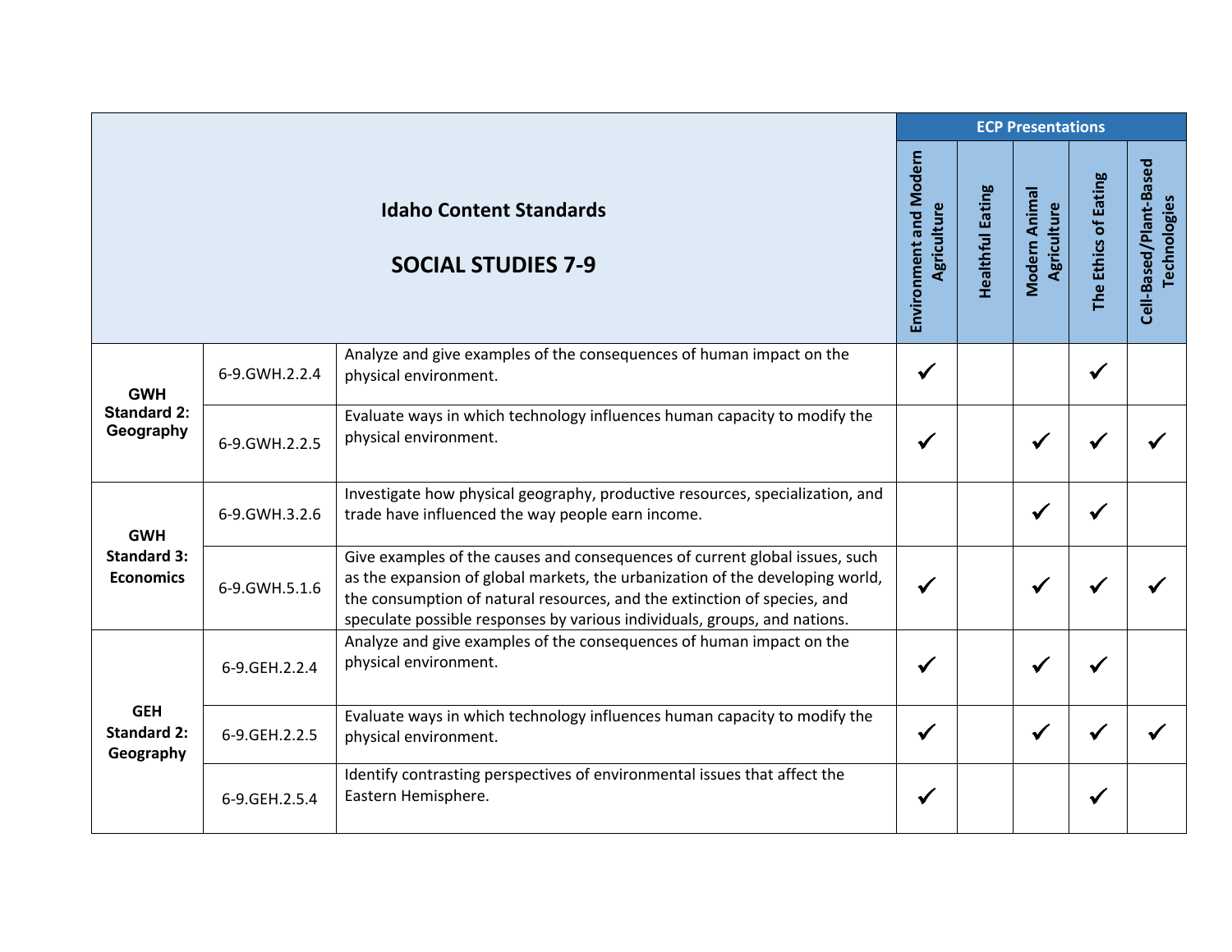| Idaho Content Standards<br><br>SOCIAL STUDIES 7-9 | | | ECP Presentations | | | | |
|---|---|---|---|---|---|---|---|
| | | | Environment and Modern Agriculture | Healthful Eating | Modern Animal Agriculture | The Ethics of Eating | Cell-Based/Plant-Based Technologies |
| **GWH Standard 2: Geography** | 6-9.GWH.2.2.4 | Analyze and give examples of the consequences of human impact on the physical environment. | ✔ | | | ✔ | |
| | 6-9.GWH.2.2.5 | Evaluate ways in which technology influences human capacity to modify the physical environment. | ✔ | | ✔ | ✔ | ✔ |
| **GWH Standard 3: Economics** | 6-9.GWH.3.2.6 | Investigate how physical geography, productive resources, specialization, and trade have influenced the way people earn income. | | | ✔ | ✔ | |
| | 6-9.GWH.5.1.6 | Give examples of the causes and consequences of current global issues, such as the expansion of global markets, the urbanization of the developing world, the consumption of natural resources, and the extinction of species, and speculate possible responses by various individuals, groups, and nations. | ✔ | | ✔ | ✔ | ✔ |
| **GEH Standard 2: Geography** | 6-9.GEH.2.2.4 | Analyze and give examples of the consequences of human impact on the physical environment. | ✔ | | ✔ | ✔ | |
| | 6-9.GEH.2.2.5 | Evaluate ways in which technology influences human capacity to modify the physical environment. | ✔ | | ✔ | ✔ | ✔ |
| | 6-9.GEH.2.5.4 | Identify contrasting perspectives of environmental issues that affect the Eastern Hemisphere. | ✔ | | | ✔ | |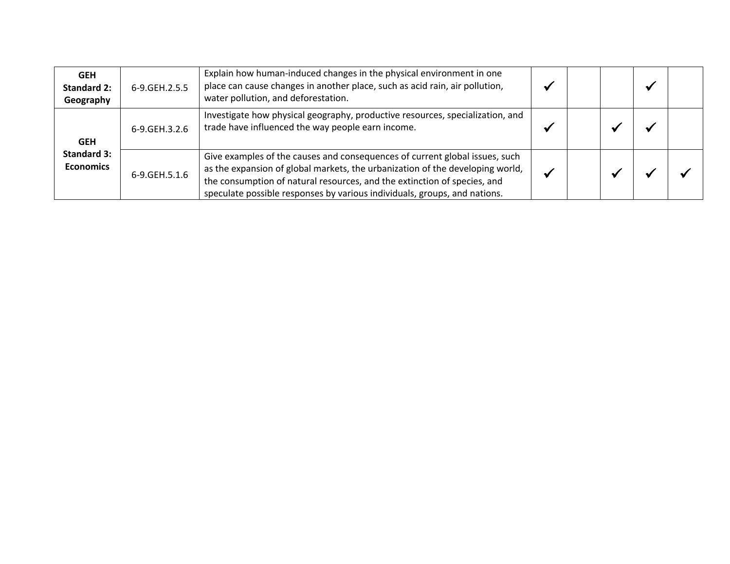| | | | | | | | |
|---|---|---|---|---|---|---|---|
| **GEH Standard 2: Geography** | 6-9.GEH.2.5.5 | Explain how human-induced changes in the physical environment in one place can cause changes in another place, such as acid rain, air pollution, water pollution, and deforestation. | ✓ | | | ✓ | |
| **GEH Standard 3: Economics** | 6-9.GEH.3.2.6 | Investigate how physical geography, productive resources, specialization, and trade have influenced the way people earn income. | ✓ | | ✓ | ✓ | |
| | 6-9.GEH.5.1.6 | Give examples of the causes and consequences of current global issues, such as the expansion of global markets, the urbanization of the developing world, the consumption of natural resources, and the extinction of species, and speculate possible responses by various individuals, groups, and nations. | ✓ | | ✓ | ✓ | ✓ |